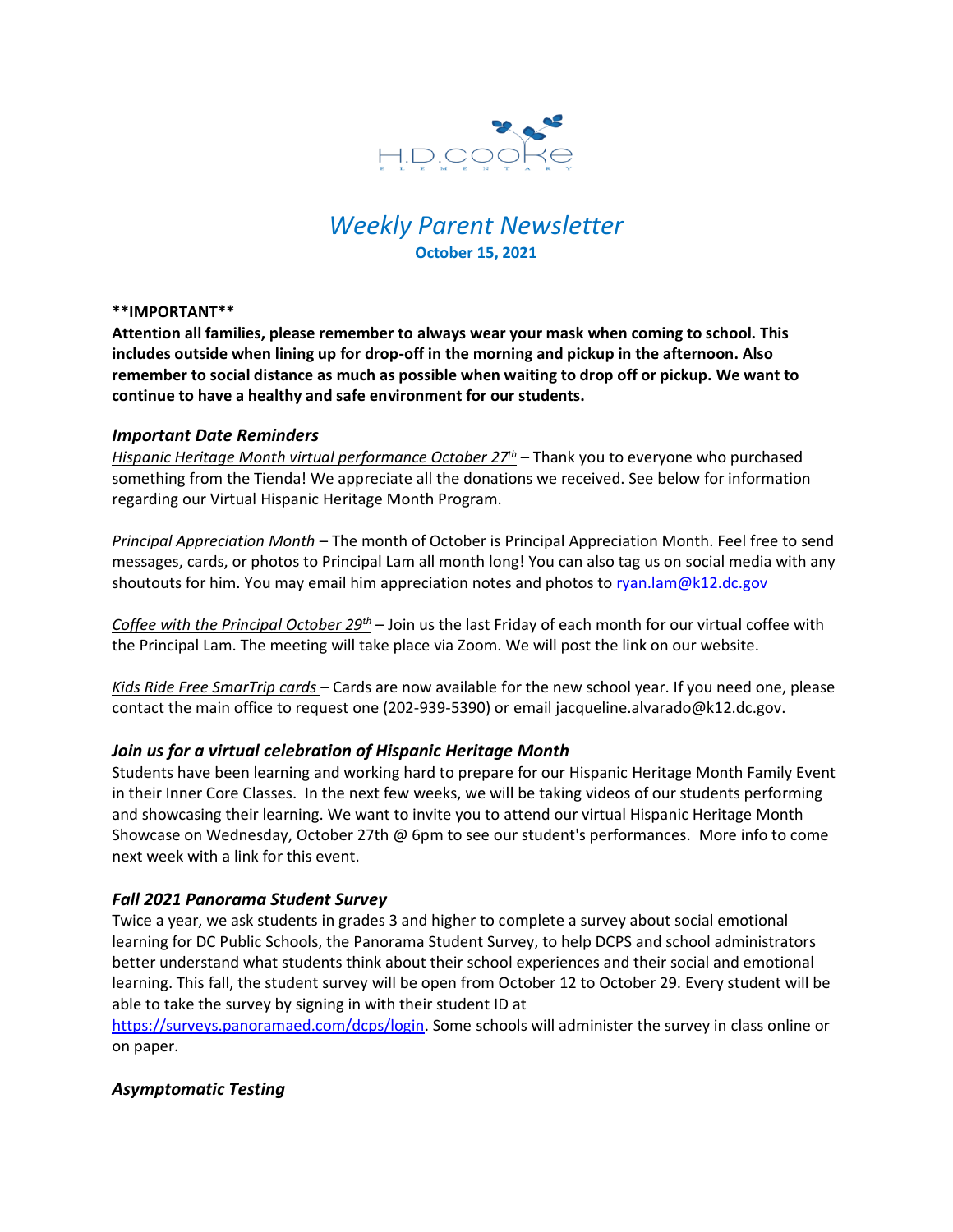H.D. COOKE ELEMENTARY

# *Weekly Parent Newsletter*

**October 15, 2021**

****IMPORTANT****

**Attention all families, please remember to always wear your mask when coming to school. This includes outside when lining up for drop-off in the morning and pickup in the afternoon. Also remember to social distance as much as possible when waiting to drop off or pickup. We want to continue to have a healthy and safe environment for our students.**

### *Important Date Reminders*

*Hispanic Heritage Month virtual performance October 27th* – Thank you to everyone who purchased something from the Tienda! We appreciate all the donations we received. See below for information regarding our Virtual Hispanic Heritage Month Program.

*Principal Appreciation Month* – The month of October is Principal Appreciation Month. Feel free to send messages, cards, or photos to Principal Lam all month long! You can also tag us on social media with any shoutouts for him. You may email him appreciation notes and photos to ryan.lam@k12.dc.gov

*Coffee with the Principal October 29th* – Join us the last Friday of each month for our virtual coffee with the Principal Lam. The meeting will take place via Zoom. We will post the link on our website.

*Kids Ride Free SmarTrip cards* – Cards are now available for the new school year. If you need one, please contact the main office to request one (202-939-5390) or email jacqueline.alvarado@k12.dc.gov.

### *Join us for a virtual celebration of Hispanic Heritage Month*

Students have been learning and working hard to prepare for our Hispanic Heritage Month Family Event in their Inner Core Classes. In the next few weeks, we will be taking videos of our students performing and showcasing their learning. We want to invite you to attend our virtual Hispanic Heritage Month Showcase on Wednesday, October 27th @ 6pm to see our student's performances. More info to come next week with a link for this event.

### *Fall 2021 Panorama Student Survey*

Twice a year, we ask students in grades 3 and higher to complete a survey about social emotional learning for DC Public Schools, the Panorama Student Survey, to help DCPS and school administrators better understand what students think about their school experiences and their social and emotional learning. This fall, the student survey will be open from October 12 to October 29. Every student will be able to take the survey by signing in with their student ID at https://surveys.panoramaed.com/dcps/login. Some schools will administer the survey in class online or on paper.

### *Asymptomatic Testing*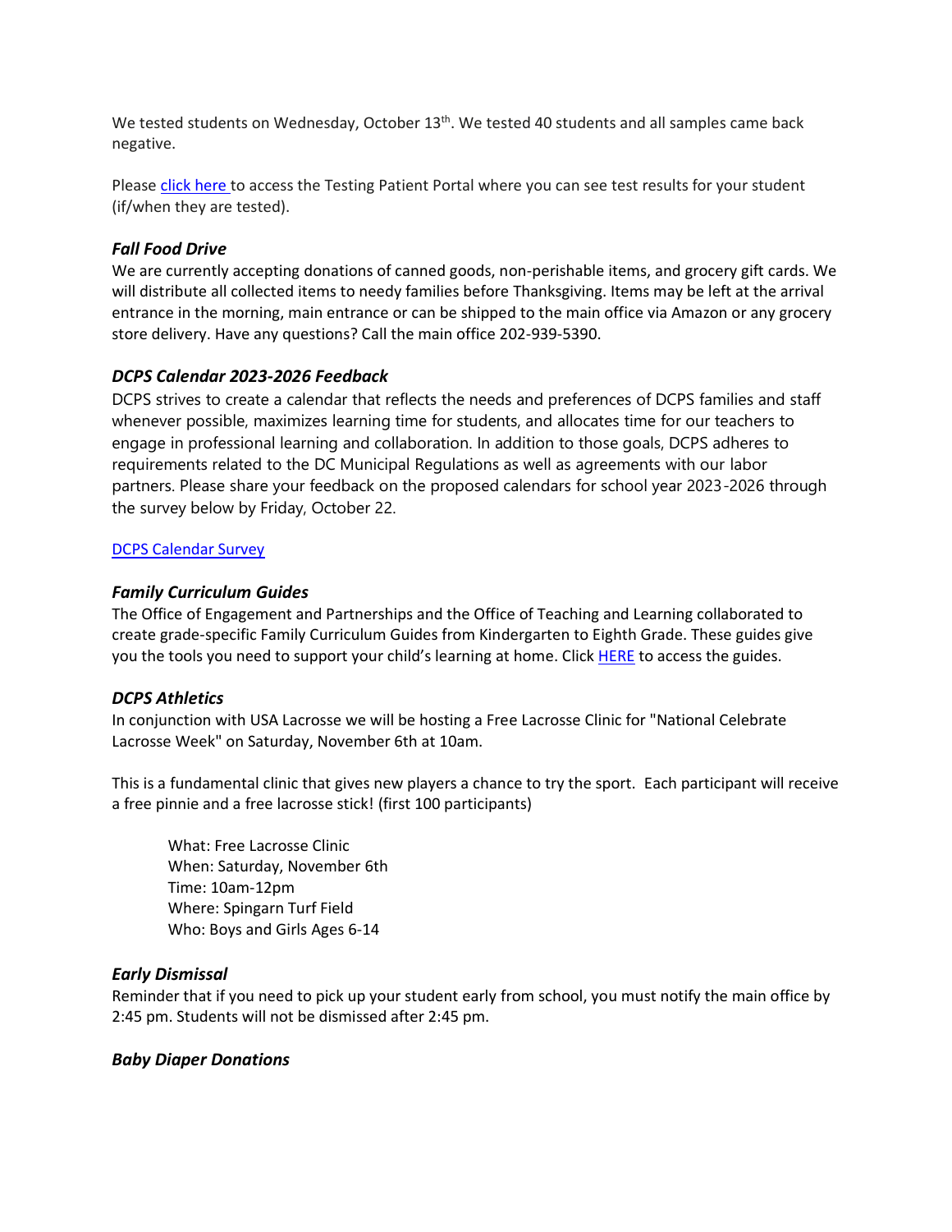We tested students on Wednesday, October 13th. We tested 40 students and all samples came back negative.

Please [click here](#) to access the Testing Patient Portal where you can see test results for your student (if/when they are tested).

### *Fall Food Drive*

We are currently accepting donations of canned goods, non-perishable items, and grocery gift cards. We will distribute all collected items to needy families before Thanksgiving. Items may be left at the arrival entrance in the morning, main entrance or can be shipped to the main office via Amazon or any grocery store delivery. Have any questions? Call the main office 202-939-5390.

### *DCPS Calendar 2023-2026 Feedback*

DCPS strives to create a calendar that reflects the needs and preferences of DCPS families and staff whenever possible, maximizes learning time for students, and allocates time for our teachers to engage in professional learning and collaboration. In addition to those goals, DCPS adheres to requirements related to the DC Municipal Regulations as well as agreements with our labor partners. Please share your feedback on the proposed calendars for school year 2023-2026 through the survey below by Friday, October 22.

[DCPS Calendar Survey](#)

### *Family Curriculum Guides*

The Office of Engagement and Partnerships and the Office of Teaching and Learning collaborated to create grade-specific Family Curriculum Guides from Kindergarten to Eighth Grade. These guides give you the tools you need to support your child's learning at home. Click [HERE](#) to access the guides.

### *DCPS Athletics*

In conjunction with USA Lacrosse we will be hosting a Free Lacrosse Clinic for "National Celebrate Lacrosse Week" on Saturday, November 6th at 10am.

This is a fundamental clinic that gives new players a chance to try the sport. Each participant will receive a free pinnie and a free lacrosse stick! (first 100 participants)

> What: Free Lacrosse Clinic
> When: Saturday, November 6th
> Time: 10am-12pm
> Where: Spingarn Turf Field
> Who: Boys and Girls Ages 6-14

### *Early Dismissal*

Reminder that if you need to pick up your student early from school, you must notify the main office by 2:45 pm. Students will not be dismissed after 2:45 pm.

### *Baby Diaper Donations*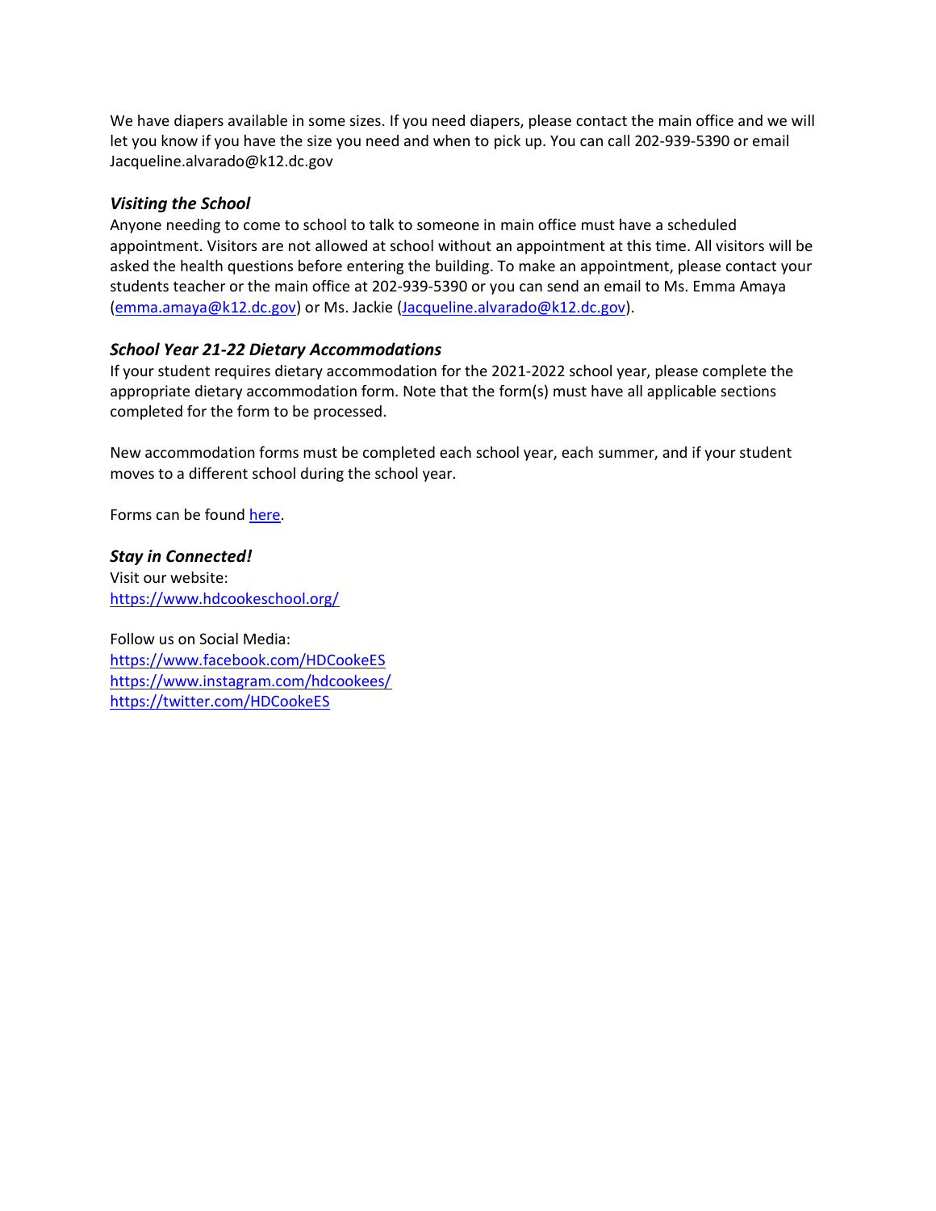We have diapers available in some sizes. If you need diapers, please contact the main office and we will let you know if you have the size you need and when to pick up. You can call 202-939-5390 or email Jacqueline.alvarado@k12.dc.gov

### *Visiting the School*

Anyone needing to come to school to talk to someone in main office must have a scheduled appointment. Visitors are not allowed at school without an appointment at this time. All visitors will be asked the health questions before entering the building. To make an appointment, please contact your students teacher or the main office at 202-939-5390 or you can send an email to Ms. Emma Amaya (emma.amaya@k12.dc.gov) or Ms. Jackie (Jacqueline.alvarado@k12.dc.gov).

### *School Year 21-22 Dietary Accommodations*

If your student requires dietary accommodation for the 2021-2022 school year, please complete the appropriate dietary accommodation form. Note that the form(s) must have all applicable sections completed for the form to be processed.

New accommodation forms must be completed each school year, each summer, and if your student moves to a different school during the school year.

Forms can be found here.

### *Stay in Connected!*

Visit our website:
https://www.hdcookeschool.org/

Follow us on Social Media:
https://www.facebook.com/HDCookeES
https://www.instagram.com/hdcookees/
https://twitter.com/HDCookeES